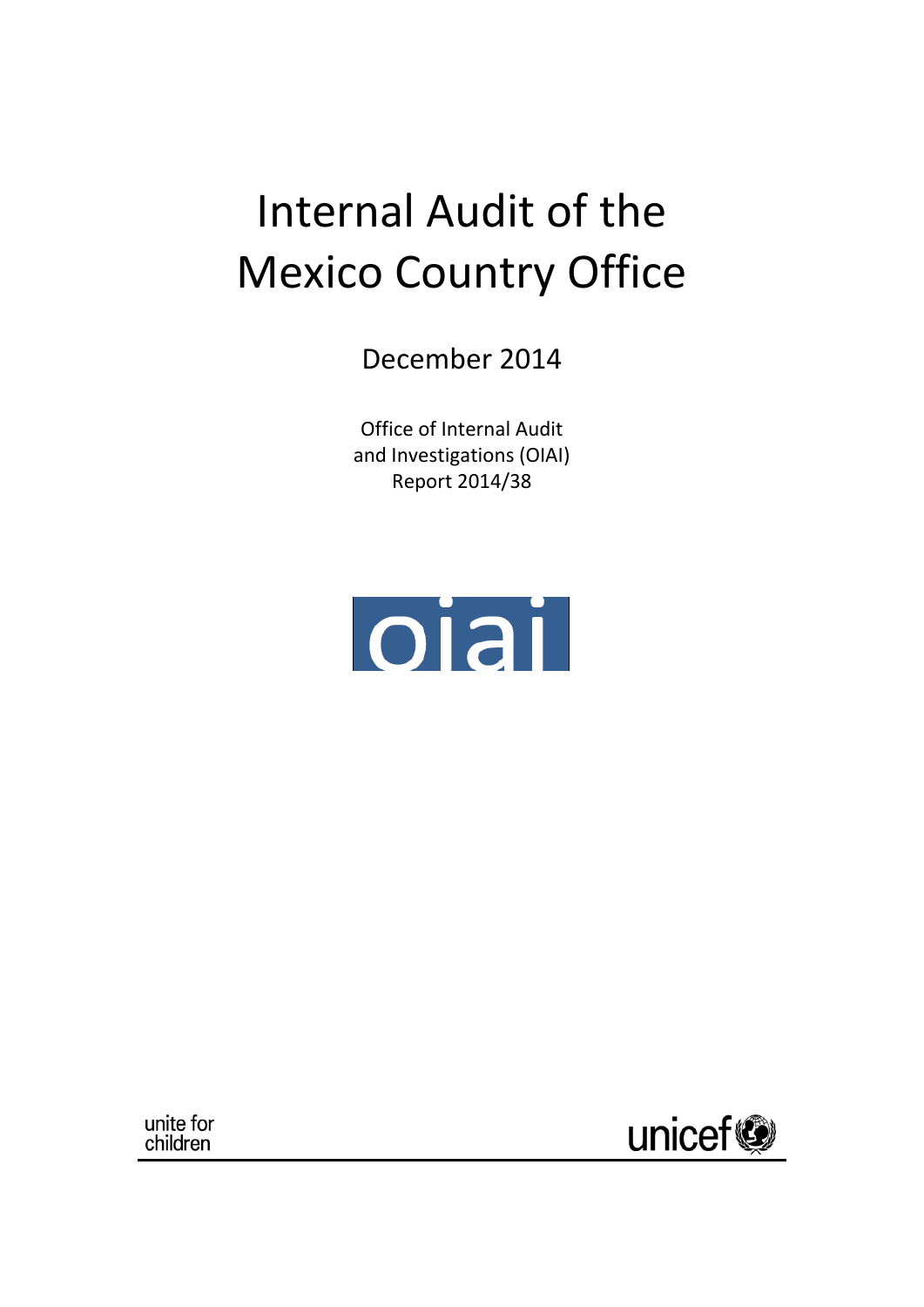# Internal Audit of the Mexico Country Office

December 2014

Office of Internal Audit and Investigations (OIAI)
Report 2014/38

oiai

unite for children

unicef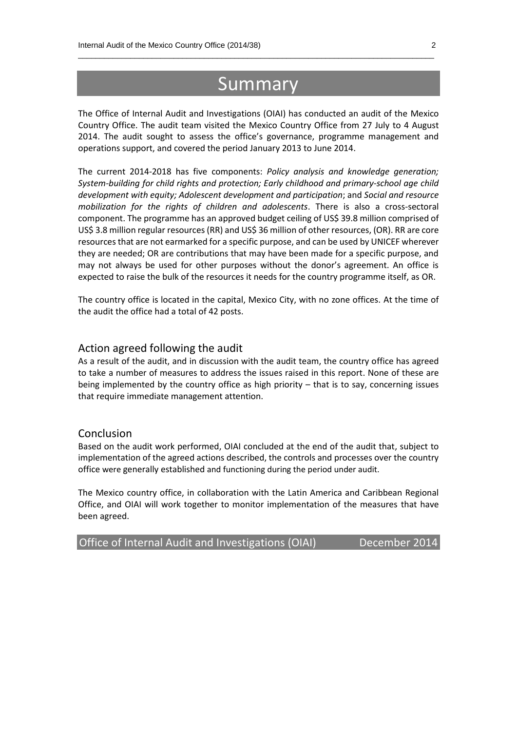# Summary

The Office of Internal Audit and Investigations (OIAI) has conducted an audit of the Mexico Country Office. The audit team visited the Mexico Country Office from 27 July to 4 August 2014. The audit sought to assess the office's governance, programme management and operations support, and covered the period January 2013 to June 2014.

The current 2014-2018 has five components: *Policy analysis and knowledge generation; System-building for child rights and protection; Early childhood and primary-school age child development with equity; Adolescent development and participation*; and *Social and resource mobilization for the rights of children and adolescents*. There is also a cross-sectoral component. The programme has an approved budget ceiling of US$ 39.8 million comprised of US$ 3.8 million regular resources (RR) and US$ 36 million of other resources, (OR). RR are core resources that are not earmarked for a specific purpose, and can be used by UNICEF wherever they are needed; OR are contributions that may have been made for a specific purpose, and may not always be used for other purposes without the donor's agreement. An office is expected to raise the bulk of the resources it needs for the country programme itself, as OR.

The country office is located in the capital, Mexico City, with no zone offices. At the time of the audit the office had a total of 42 posts.

## Action agreed following the audit

As a result of the audit, and in discussion with the audit team, the country office has agreed to take a number of measures to address the issues raised in this report. None of these are being implemented by the country office as high priority – that is to say, concerning issues that require immediate management attention.

## Conclusion

Based on the audit work performed, OIAI concluded at the end of the audit that, subject to implementation of the agreed actions described, the controls and processes over the country office were generally established and functioning during the period under audit.

The Mexico country office, in collaboration with the Latin America and Caribbean Regional Office, and OIAI will work together to monitor implementation of the measures that have been agreed.

Office of Internal Audit and Investigations (OIAI) December 2014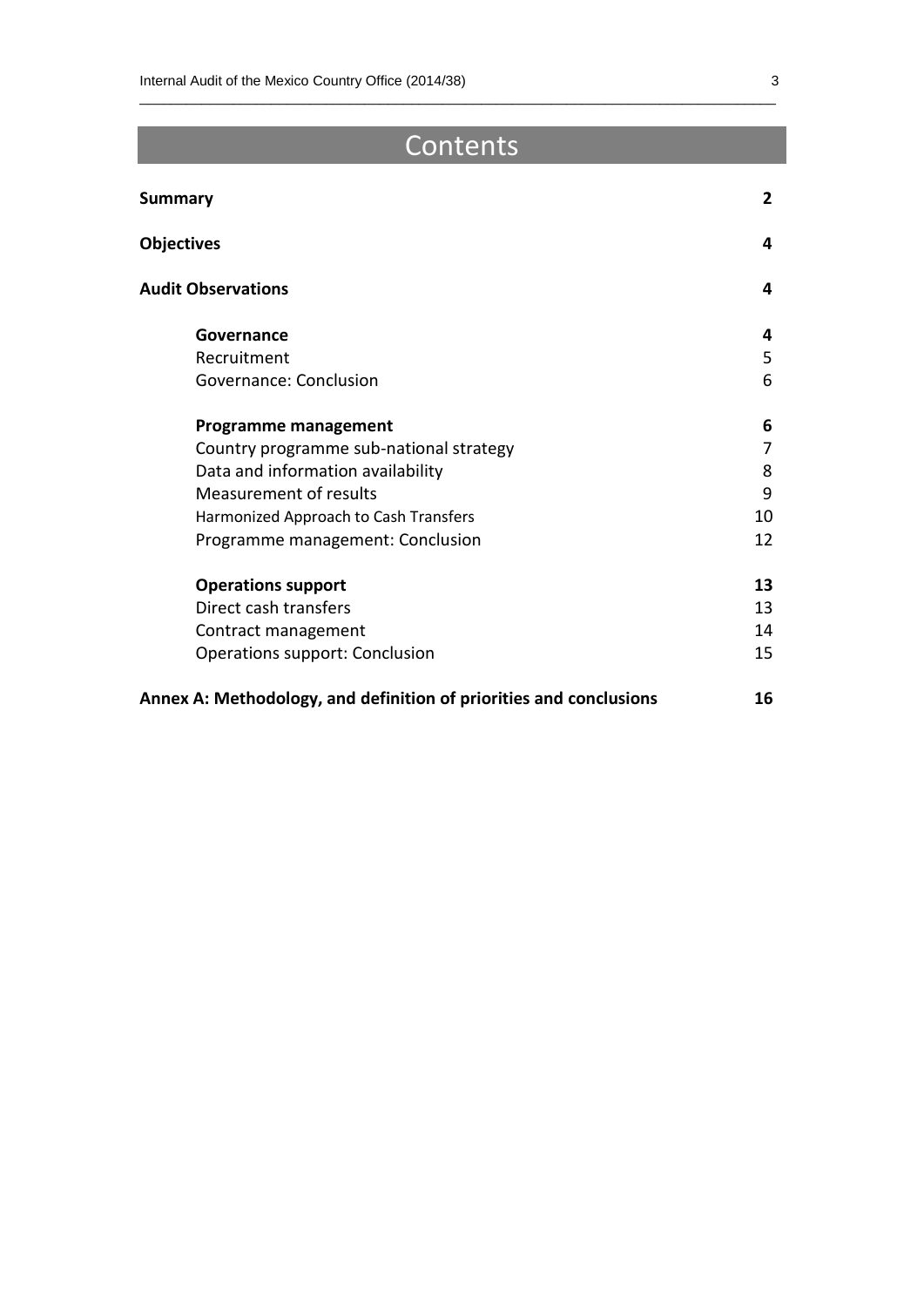# Contents

| | |
|---|---|
| **Summary** | **2** |
| **Objectives** | **4** |
| **Audit Observations** | **4** |
| **Governance** | **4** |
| Recruitment | 5 |
| Governance: Conclusion | 6 |
| **Programme management** | **6** |
| Country programme sub-national strategy | 7 |
| Data and information availability | 8 |
| Measurement of results | 9 |
| Harmonized Approach to Cash Transfers | 10 |
| Programme management: Conclusion | 12 |
| **Operations support** | **13** |
| Direct cash transfers | 13 |
| Contract management | 14 |
| Operations support: Conclusion | 15 |
| **Annex A: Methodology, and definition of priorities and conclusions** | **16** |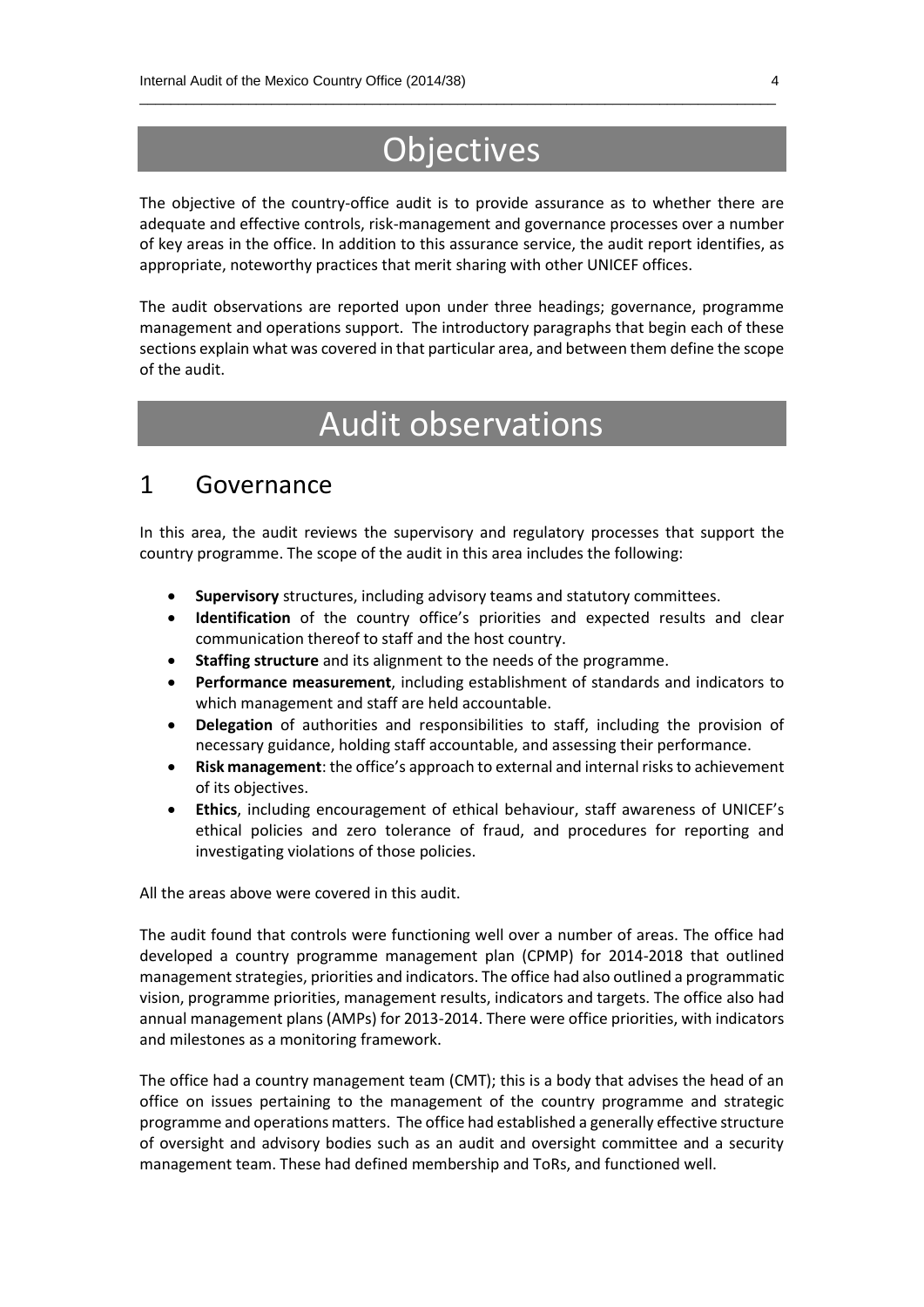# Objectives

The objective of the country-office audit is to provide assurance as to whether there are adequate and effective controls, risk-management and governance processes over a number of key areas in the office. In addition to this assurance service, the audit report identifies, as appropriate, noteworthy practices that merit sharing with other UNICEF offices.

The audit observations are reported upon under three headings; governance, programme management and operations support. The introductory paragraphs that begin each of these sections explain what was covered in that particular area, and between them define the scope of the audit.

# Audit observations

## 1 Governance

In this area, the audit reviews the supervisory and regulatory processes that support the country programme. The scope of the audit in this area includes the following:

- **Supervisory** structures, including advisory teams and statutory committees.
- **Identification** of the country office's priorities and expected results and clear communication thereof to staff and the host country.
- **Staffing structure** and its alignment to the needs of the programme.
- **Performance measurement**, including establishment of standards and indicators to which management and staff are held accountable.
- **Delegation** of authorities and responsibilities to staff, including the provision of necessary guidance, holding staff accountable, and assessing their performance.
- **Risk management**: the office's approach to external and internal risks to achievement of its objectives.
- **Ethics**, including encouragement of ethical behaviour, staff awareness of UNICEF's ethical policies and zero tolerance of fraud, and procedures for reporting and investigating violations of those policies.

All the areas above were covered in this audit.

The audit found that controls were functioning well over a number of areas. The office had developed a country programme management plan (CPMP) for 2014-2018 that outlined management strategies, priorities and indicators. The office had also outlined a programmatic vision, programme priorities, management results, indicators and targets. The office also had annual management plans (AMPs) for 2013-2014. There were office priorities, with indicators and milestones as a monitoring framework.

The office had a country management team (CMT); this is a body that advises the head of an office on issues pertaining to the management of the country programme and strategic programme and operations matters. The office had established a generally effective structure of oversight and advisory bodies such as an audit and oversight committee and a security management team. These had defined membership and ToRs, and functioned well.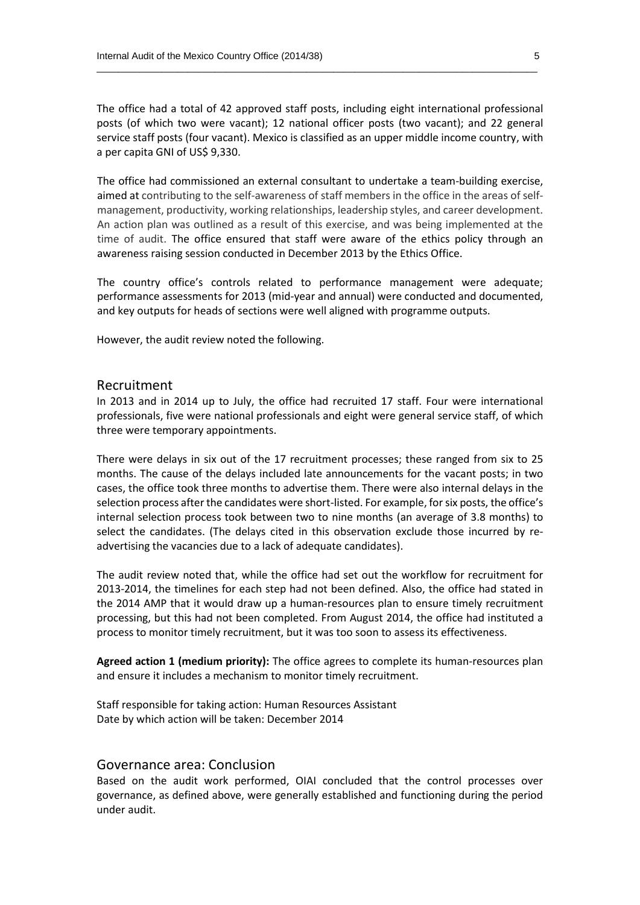The office had a total of 42 approved staff posts, including eight international professional posts (of which two were vacant); 12 national officer posts (two vacant); and 22 general service staff posts (four vacant). Mexico is classified as an upper middle income country, with a per capita GNI of US$ 9,330.

The office had commissioned an external consultant to undertake a team-building exercise, aimed at contributing to the self-awareness of staff members in the office in the areas of self-management, productivity, working relationships, leadership styles, and career development. An action plan was outlined as a result of this exercise, and was being implemented at the time of audit. The office ensured that staff were aware of the ethics policy through an awareness raising session conducted in December 2013 by the Ethics Office.

The country office's controls related to performance management were adequate; performance assessments for 2013 (mid-year and annual) were conducted and documented, and key outputs for heads of sections were well aligned with programme outputs.

However, the audit review noted the following.

## Recruitment

In 2013 and in 2014 up to July, the office had recruited 17 staff. Four were international professionals, five were national professionals and eight were general service staff, of which three were temporary appointments.

There were delays in six out of the 17 recruitment processes; these ranged from six to 25 months. The cause of the delays included late announcements for the vacant posts; in two cases, the office took three months to advertise them. There were also internal delays in the selection process after the candidates were short-listed. For example, for six posts, the office's internal selection process took between two to nine months (an average of 3.8 months) to select the candidates. (The delays cited in this observation exclude those incurred by re-advertising the vacancies due to a lack of adequate candidates).

The audit review noted that, while the office had set out the workflow for recruitment for 2013-2014, the timelines for each step had not been defined. Also, the office had stated in the 2014 AMP that it would draw up a human-resources plan to ensure timely recruitment processing, but this had not been completed. From August 2014, the office had instituted a process to monitor timely recruitment, but it was too soon to assess its effectiveness.

**Agreed action 1 (medium priority):** The office agrees to complete its human-resources plan and ensure it includes a mechanism to monitor timely recruitment.

Staff responsible for taking action: Human Resources Assistant
Date by which action will be taken: December 2014

## Governance area: Conclusion

Based on the audit work performed, OIAI concluded that the control processes over governance, as defined above, were generally established and functioning during the period under audit.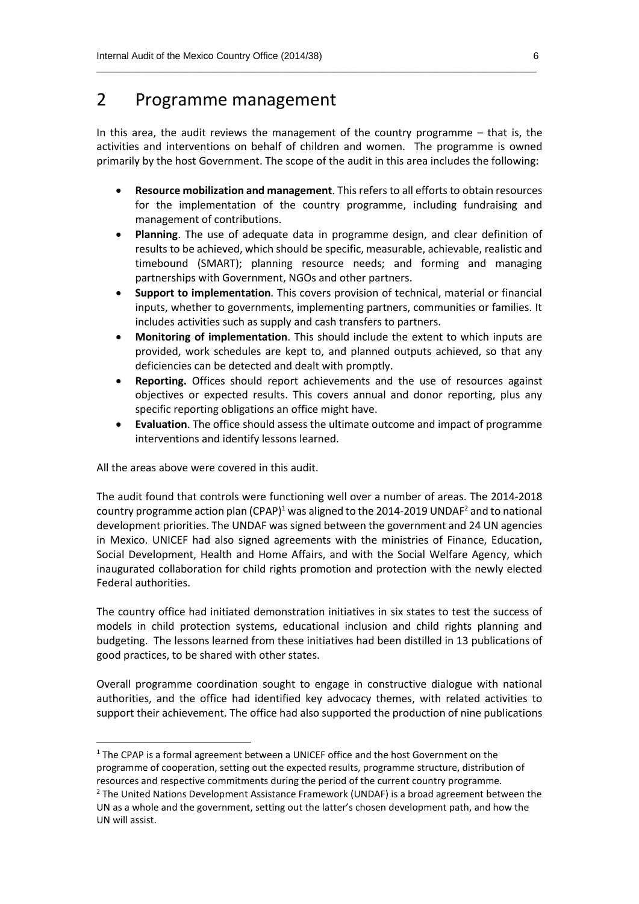## 2 Programme management

In this area, the audit reviews the management of the country programme – that is, the activities and interventions on behalf of children and women. The programme is owned primarily by the host Government. The scope of the audit in this area includes the following:

- **Resource mobilization and management**. This refers to all efforts to obtain resources for the implementation of the country programme, including fundraising and management of contributions.
- **Planning**. The use of adequate data in programme design, and clear definition of results to be achieved, which should be specific, measurable, achievable, realistic and timebound (SMART); planning resource needs; and forming and managing partnerships with Government, NGOs and other partners.
- **Support to implementation**. This covers provision of technical, material or financial inputs, whether to governments, implementing partners, communities or families. It includes activities such as supply and cash transfers to partners.
- **Monitoring of implementation**. This should include the extent to which inputs are provided, work schedules are kept to, and planned outputs achieved, so that any deficiencies can be detected and dealt with promptly.
- **Reporting.** Offices should report achievements and the use of resources against objectives or expected results. This covers annual and donor reporting, plus any specific reporting obligations an office might have.
- **Evaluation**. The office should assess the ultimate outcome and impact of programme interventions and identify lessons learned.

All the areas above were covered in this audit.

The audit found that controls were functioning well over a number of areas. The 2014-2018 country programme action plan (CPAP)[1] was aligned to the 2014-2019 UNDAF[2] and to national development priorities. The UNDAF was signed between the government and 24 UN agencies in Mexico. UNICEF had also signed agreements with the ministries of Finance, Education, Social Development, Health and Home Affairs, and with the Social Welfare Agency, which inaugurated collaboration for child rights promotion and protection with the newly elected Federal authorities.

The country office had initiated demonstration initiatives in six states to test the success of models in child protection systems, educational inclusion and child rights planning and budgeting. The lessons learned from these initiatives had been distilled in 13 publications of good practices, to be shared with other states.

Overall programme coordination sought to engage in constructive dialogue with national authorities, and the office had identified key advocacy themes, with related activities to support their achievement. The office had also supported the production of nine publications

[1] The CPAP is a formal agreement between a UNICEF office and the host Government on the programme of cooperation, setting out the expected results, programme structure, distribution of resources and respective commitments during the period of the current country programme.

[2] The United Nations Development Assistance Framework (UNDAF) is a broad agreement between the UN as a whole and the government, setting out the latter's chosen development path, and how the UN will assist.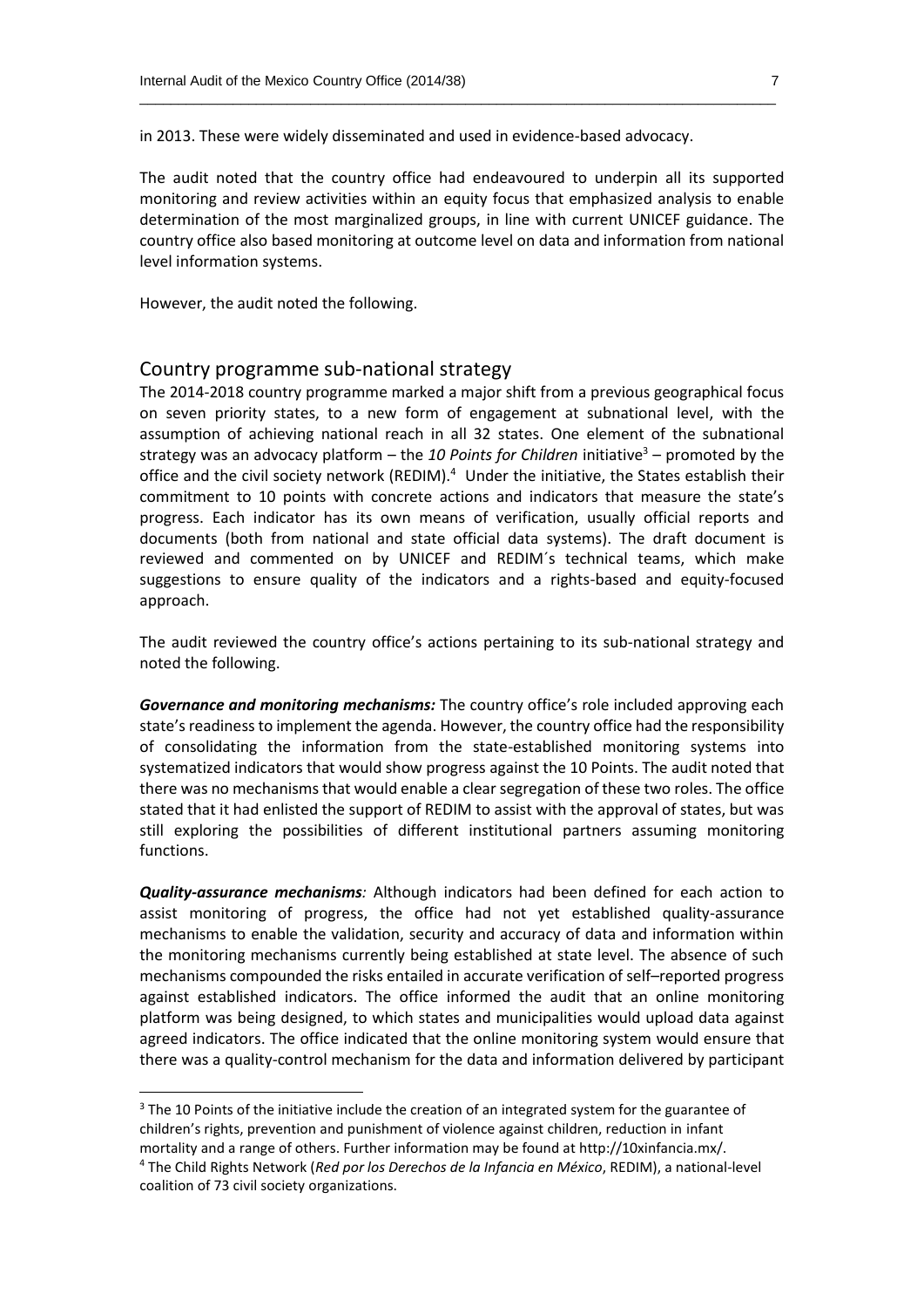in 2013. These were widely disseminated and used in evidence-based advocacy.

The audit noted that the country office had endeavoured to underpin all its supported monitoring and review activities within an equity focus that emphasized analysis to enable determination of the most marginalized groups, in line with current UNICEF guidance. The country office also based monitoring at outcome level on data and information from national level information systems.

However, the audit noted the following.

## Country programme sub-national strategy

The 2014-2018 country programme marked a major shift from a previous geographical focus on seven priority states, to a new form of engagement at subnational level, with the assumption of achieving national reach in all 32 states. One element of the subnational strategy was an advocacy platform – the *10 Points for Children* initiative[3] – promoted by the office and the civil society network (REDIM).[4] Under the initiative, the States establish their commitment to 10 points with concrete actions and indicators that measure the state's progress. Each indicator has its own means of verification, usually official reports and documents (both from national and state official data systems). The draft document is reviewed and commented on by UNICEF and REDIM´s technical teams, which make suggestions to ensure quality of the indicators and a rights-based and equity-focused approach.

The audit reviewed the country office's actions pertaining to its sub-national strategy and noted the following.

***Governance and monitoring mechanisms:*** The country office's role included approving each state's readiness to implement the agenda. However, the country office had the responsibility of consolidating the information from the state-established monitoring systems into systematized indicators that would show progress against the 10 Points. The audit noted that there was no mechanisms that would enable a clear segregation of these two roles. The office stated that it had enlisted the support of REDIM to assist with the approval of states, but was still exploring the possibilities of different institutional partners assuming monitoring functions.

***Quality-assurance mechanisms****:* Although indicators had been defined for each action to assist monitoring of progress, the office had not yet established quality-assurance mechanisms to enable the validation, security and accuracy of data and information within the monitoring mechanisms currently being established at state level. The absence of such mechanisms compounded the risks entailed in accurate verification of self–reported progress against established indicators. The office informed the audit that an online monitoring platform was being designed, to which states and municipalities would upload data against agreed indicators. The office indicated that the online monitoring system would ensure that there was a quality-control mechanism for the data and information delivered by participant

---

[3] The 10 Points of the initiative include the creation of an integrated system for the guarantee of children's rights, prevention and punishment of violence against children, reduction in infant mortality and a range of others. Further information may be found at http://10xinfancia.mx/.

[4] The Child Rights Network (*Red por los Derechos de la Infancia en México*, REDIM), a national-level coalition of 73 civil society organizations.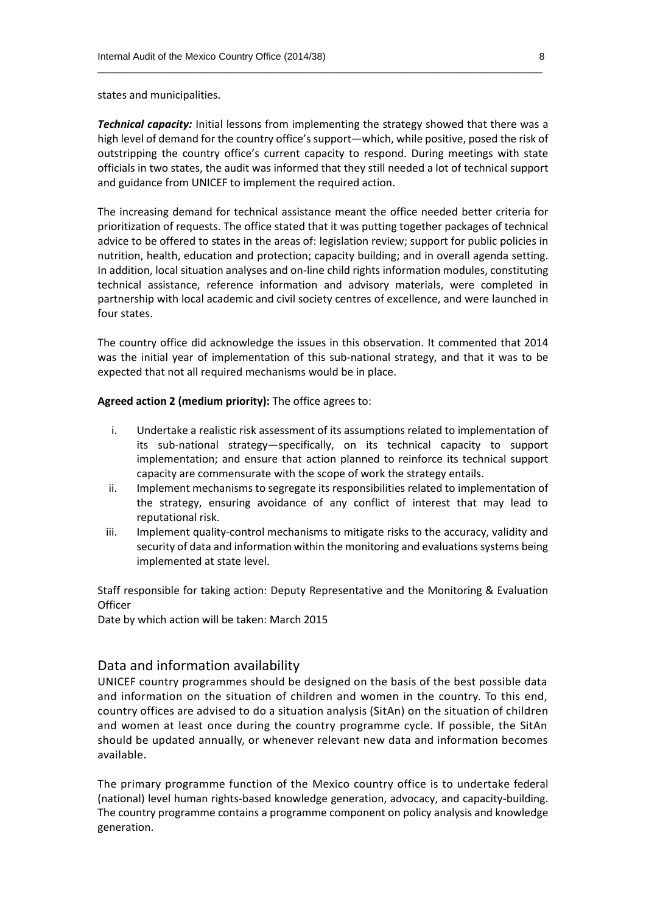states and municipalities.

***Technical capacity:*** Initial lessons from implementing the strategy showed that there was a high level of demand for the country office's support—which, while positive, posed the risk of outstripping the country office's current capacity to respond. During meetings with state officials in two states, the audit was informed that they still needed a lot of technical support and guidance from UNICEF to implement the required action.

The increasing demand for technical assistance meant the office needed better criteria for prioritization of requests. The office stated that it was putting together packages of technical advice to be offered to states in the areas of: legislation review; support for public policies in nutrition, health, education and protection; capacity building; and in overall agenda setting. In addition, local situation analyses and on-line child rights information modules, constituting technical assistance, reference information and advisory materials, were completed in partnership with local academic and civil society centres of excellence, and were launched in four states.

The country office did acknowledge the issues in this observation. It commented that 2014 was the initial year of implementation of this sub-national strategy, and that it was to be expected that not all required mechanisms would be in place.

**Agreed action 2 (medium priority):** The office agrees to:

i. Undertake a realistic risk assessment of its assumptions related to implementation of its sub-national strategy—specifically, on its technical capacity to support implementation; and ensure that action planned to reinforce its technical support capacity are commensurate with the scope of work the strategy entails.
ii. Implement mechanisms to segregate its responsibilities related to implementation of the strategy, ensuring avoidance of any conflict of interest that may lead to reputational risk.
iii. Implement quality-control mechanisms to mitigate risks to the accuracy, validity and security of data and information within the monitoring and evaluations systems being implemented at state level.

Staff responsible for taking action: Deputy Representative and the Monitoring & Evaluation Officer
Date by which action will be taken: March 2015

## Data and information availability

UNICEF country programmes should be designed on the basis of the best possible data and information on the situation of children and women in the country. To this end, country offices are advised to do a situation analysis (SitAn) on the situation of children and women at least once during the country programme cycle. If possible, the SitAn should be updated annually, or whenever relevant new data and information becomes available.

The primary programme function of the Mexico country office is to undertake federal (national) level human rights-based knowledge generation, advocacy, and capacity-building. The country programme contains a programme component on policy analysis and knowledge generation.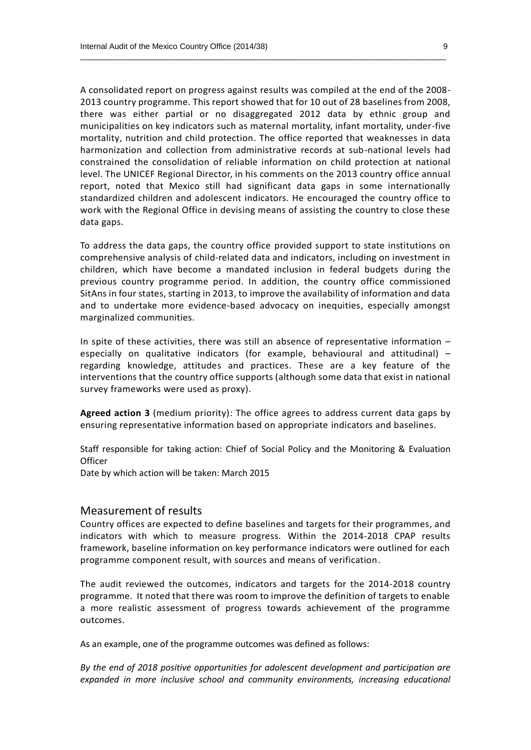A consolidated report on progress against results was compiled at the end of the 2008-2013 country programme. This report showed that for 10 out of 28 baselines from 2008, there was either partial or no disaggregated 2012 data by ethnic group and municipalities on key indicators such as maternal mortality, infant mortality, under-five mortality, nutrition and child protection. The office reported that weaknesses in data harmonization and collection from administrative records at sub-national levels had constrained the consolidation of reliable information on child protection at national level. The UNICEF Regional Director, in his comments on the 2013 country office annual report, noted that Mexico still had significant data gaps in some internationally standardized children and adolescent indicators. He encouraged the country office to work with the Regional Office in devising means of assisting the country to close these data gaps.

To address the data gaps, the country office provided support to state institutions on comprehensive analysis of child-related data and indicators, including on investment in children, which have become a mandated inclusion in federal budgets during the previous country programme period. In addition, the country office commissioned SitAns in four states, starting in 2013, to improve the availability of information and data and to undertake more evidence-based advocacy on inequities, especially amongst marginalized communities.

In spite of these activities, there was still an absence of representative information – especially on qualitative indicators (for example, behavioural and attitudinal) – regarding knowledge, attitudes and practices. These are a key feature of the interventions that the country office supports (although some data that exist in national survey frameworks were used as proxy).

**Agreed action 3** (medium priority): The office agrees to address current data gaps by ensuring representative information based on appropriate indicators and baselines.

Staff responsible for taking action: Chief of Social Policy and the Monitoring & Evaluation Officer
Date by which action will be taken: March 2015

## Measurement of results

Country offices are expected to define baselines and targets for their programmes, and indicators with which to measure progress. Within the 2014-2018 CPAP results framework, baseline information on key performance indicators were outlined for each programme component result, with sources and means of verification.

The audit reviewed the outcomes, indicators and targets for the 2014-2018 country programme. It noted that there was room to improve the definition of targets to enable a more realistic assessment of progress towards achievement of the programme outcomes.

As an example, one of the programme outcomes was defined as follows:

*By the end of 2018 positive opportunities for adolescent development and participation are expanded in more inclusive school and community environments, increasing educational*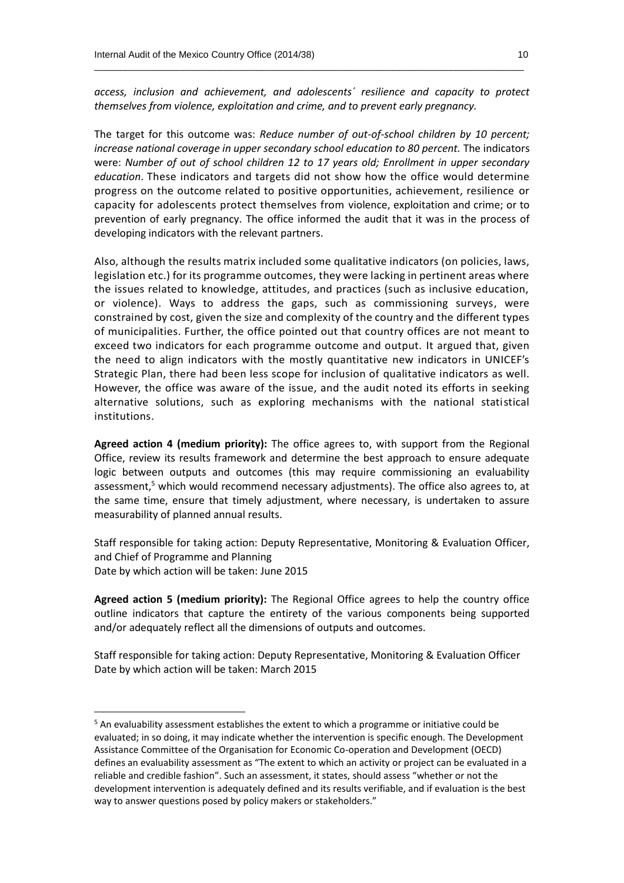*access, inclusion and achievement, and adolescents´ resilience and capacity to protect themselves from violence, exploitation and crime, and to prevent early pregnancy.*

The target for this outcome was: *Reduce number of out-of-school children by 10 percent; increase national coverage in upper secondary school education to 80 percent.* The indicators were: *Number of out of school children 12 to 17 years old; Enrollment in upper secondary education*. These indicators and targets did not show how the office would determine progress on the outcome related to positive opportunities, achievement, resilience or capacity for adolescents protect themselves from violence, exploitation and crime; or to prevention of early pregnancy. The office informed the audit that it was in the process of developing indicators with the relevant partners.

Also, although the results matrix included some qualitative indicators (on policies, laws, legislation etc.) for its programme outcomes, they were lacking in pertinent areas where the issues related to knowledge, attitudes, and practices (such as inclusive education, or violence). Ways to address the gaps, such as commissioning surveys, were constrained by cost, given the size and complexity of the country and the different types of municipalities. Further, the office pointed out that country offices are not meant to exceed two indicators for each programme outcome and output. It argued that, given the need to align indicators with the mostly quantitative new indicators in UNICEF's Strategic Plan, there had been less scope for inclusion of qualitative indicators as well. However, the office was aware of the issue, and the audit noted its efforts in seeking alternative solutions, such as exploring mechanisms with the national statistical institutions.

**Agreed action 4 (medium priority):** The office agrees to, with support from the Regional Office, review its results framework and determine the best approach to ensure adequate logic between outputs and outcomes (this may require commissioning an evaluability assessment,[5] which would recommend necessary adjustments). The office also agrees to, at the same time, ensure that timely adjustment, where necessary, is undertaken to assure measurability of planned annual results.

Staff responsible for taking action: Deputy Representative, Monitoring & Evaluation Officer, and Chief of Programme and Planning
Date by which action will be taken: June 2015

**Agreed action 5 (medium priority):** The Regional Office agrees to help the country office outline indicators that capture the entirety of the various components being supported and/or adequately reflect all the dimensions of outputs and outcomes.

Staff responsible for taking action: Deputy Representative, Monitoring & Evaluation Officer
Date by which action will be taken: March 2015

---

[5] An evaluability assessment establishes the extent to which a programme or initiative could be evaluated; in so doing, it may indicate whether the intervention is specific enough. The Development Assistance Committee of the Organisation for Economic Co-operation and Development (OECD) defines an evaluability assessment as "The extent to which an activity or project can be evaluated in a reliable and credible fashion". Such an assessment, it states, should assess "whether or not the development intervention is adequately defined and its results verifiable, and if evaluation is the best way to answer questions posed by policy makers or stakeholders."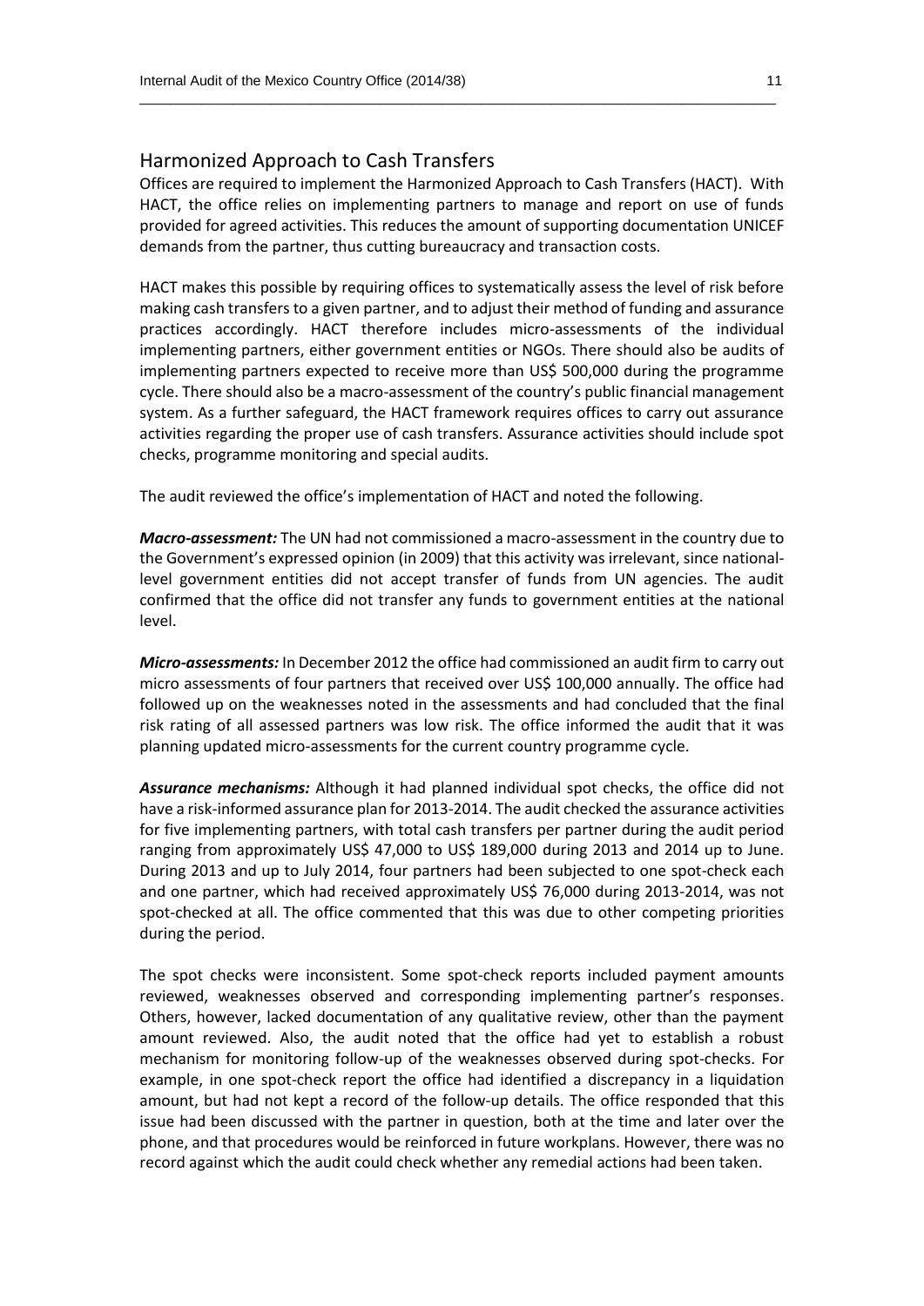## Harmonized Approach to Cash Transfers

Offices are required to implement the Harmonized Approach to Cash Transfers (HACT). With HACT, the office relies on implementing partners to manage and report on use of funds provided for agreed activities. This reduces the amount of supporting documentation UNICEF demands from the partner, thus cutting bureaucracy and transaction costs.

HACT makes this possible by requiring offices to systematically assess the level of risk before making cash transfers to a given partner, and to adjust their method of funding and assurance practices accordingly. HACT therefore includes micro-assessments of the individual implementing partners, either government entities or NGOs. There should also be audits of implementing partners expected to receive more than US$ 500,000 during the programme cycle. There should also be a macro-assessment of the country's public financial management system. As a further safeguard, the HACT framework requires offices to carry out assurance activities regarding the proper use of cash transfers. Assurance activities should include spot checks, programme monitoring and special audits.

The audit reviewed the office's implementation of HACT and noted the following.

***Macro-assessment:*** The UN had not commissioned a macro-assessment in the country due to the Government's expressed opinion (in 2009) that this activity was irrelevant, since national-level government entities did not accept transfer of funds from UN agencies. The audit confirmed that the office did not transfer any funds to government entities at the national level.

***Micro-assessments:*** In December 2012 the office had commissioned an audit firm to carry out micro assessments of four partners that received over US$ 100,000 annually. The office had followed up on the weaknesses noted in the assessments and had concluded that the final risk rating of all assessed partners was low risk. The office informed the audit that it was planning updated micro-assessments for the current country programme cycle.

***Assurance mechanisms:*** Although it had planned individual spot checks, the office did not have a risk-informed assurance plan for 2013-2014. The audit checked the assurance activities for five implementing partners, with total cash transfers per partner during the audit period ranging from approximately US$ 47,000 to US$ 189,000 during 2013 and 2014 up to June. During 2013 and up to July 2014, four partners had been subjected to one spot-check each and one partner, which had received approximately US$ 76,000 during 2013-2014, was not spot-checked at all. The office commented that this was due to other competing priorities during the period.

The spot checks were inconsistent. Some spot-check reports included payment amounts reviewed, weaknesses observed and corresponding implementing partner's responses. Others, however, lacked documentation of any qualitative review, other than the payment amount reviewed. Also, the audit noted that the office had yet to establish a robust mechanism for monitoring follow-up of the weaknesses observed during spot-checks. For example, in one spot-check report the office had identified a discrepancy in a liquidation amount, but had not kept a record of the follow-up details. The office responded that this issue had been discussed with the partner in question, both at the time and later over the phone, and that procedures would be reinforced in future workplans. However, there was no record against which the audit could check whether any remedial actions had been taken.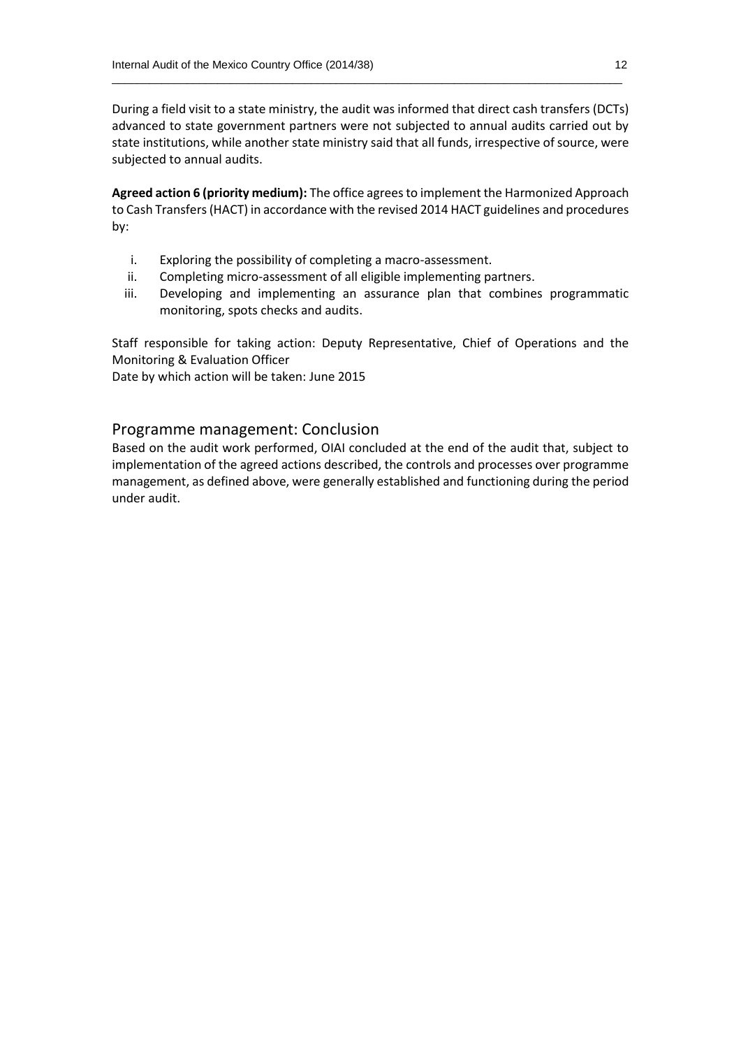During a field visit to a state ministry, the audit was informed that direct cash transfers (DCTs) advanced to state government partners were not subjected to annual audits carried out by state institutions, while another state ministry said that all funds, irrespective of source, were subjected to annual audits.

**Agreed action 6 (priority medium):** The office agrees to implement the Harmonized Approach to Cash Transfers (HACT) in accordance with the revised 2014 HACT guidelines and procedures by:

i. Exploring the possibility of completing a macro-assessment.
ii. Completing micro-assessment of all eligible implementing partners.
iii. Developing and implementing an assurance plan that combines programmatic monitoring, spots checks and audits.

Staff responsible for taking action: Deputy Representative, Chief of Operations and the Monitoring & Evaluation Officer
Date by which action will be taken: June 2015

## Programme management: Conclusion

Based on the audit work performed, OIAI concluded at the end of the audit that, subject to implementation of the agreed actions described, the controls and processes over programme management, as defined above, were generally established and functioning during the period under audit.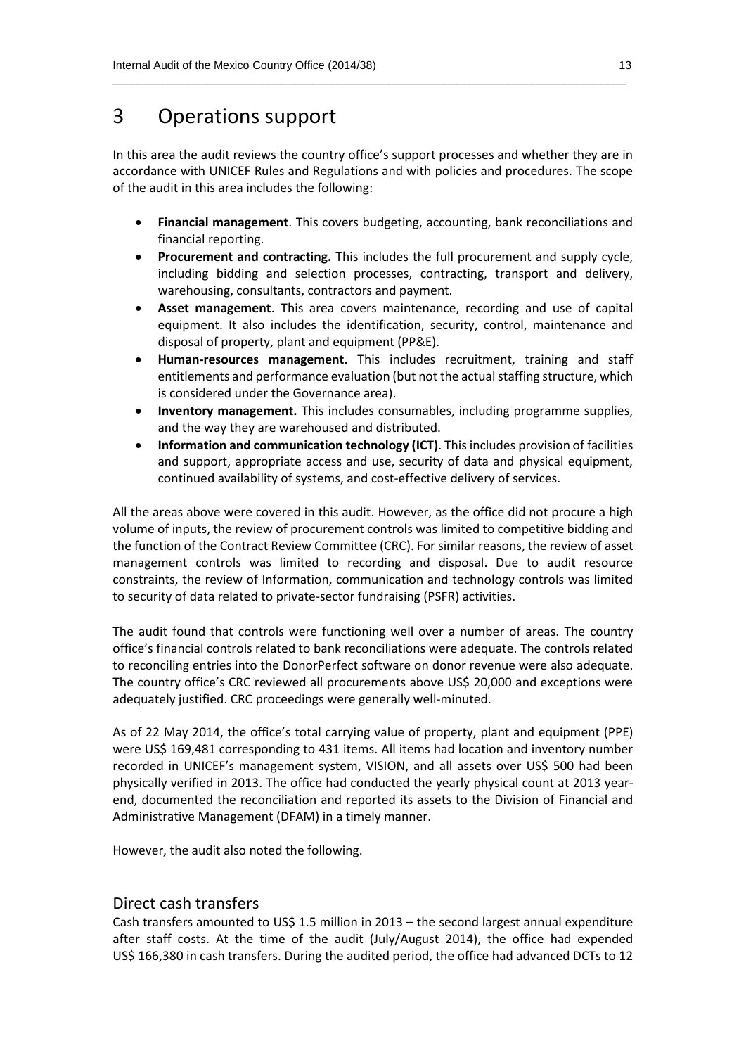# 3 Operations support

In this area the audit reviews the country office's support processes and whether they are in accordance with UNICEF Rules and Regulations and with policies and procedures. The scope of the audit in this area includes the following:

- **Financial management**. This covers budgeting, accounting, bank reconciliations and financial reporting.
- **Procurement and contracting.** This includes the full procurement and supply cycle, including bidding and selection processes, contracting, transport and delivery, warehousing, consultants, contractors and payment.
- **Asset management**. This area covers maintenance, recording and use of capital equipment. It also includes the identification, security, control, maintenance and disposal of property, plant and equipment (PP&E).
- **Human-resources management.** This includes recruitment, training and staff entitlements and performance evaluation (but not the actual staffing structure, which is considered under the Governance area).
- **Inventory management.** This includes consumables, including programme supplies, and the way they are warehoused and distributed.
- **Information and communication technology (ICT)**. This includes provision of facilities and support, appropriate access and use, security of data and physical equipment, continued availability of systems, and cost-effective delivery of services.

All the areas above were covered in this audit. However, as the office did not procure a high volume of inputs, the review of procurement controls was limited to competitive bidding and the function of the Contract Review Committee (CRC). For similar reasons, the review of asset management controls was limited to recording and disposal. Due to audit resource constraints, the review of Information, communication and technology controls was limited to security of data related to private-sector fundraising (PSFR) activities.

The audit found that controls were functioning well over a number of areas. The country office's financial controls related to bank reconciliations were adequate. The controls related to reconciling entries into the DonorPerfect software on donor revenue were also adequate. The country office's CRC reviewed all procurements above US$ 20,000 and exceptions were adequately justified. CRC proceedings were generally well-minuted.

As of 22 May 2014, the office's total carrying value of property, plant and equipment (PPE) were US$ 169,481 corresponding to 431 items. All items had location and inventory number recorded in UNICEF's management system, VISION, and all assets over US$ 500 had been physically verified in 2013. The office had conducted the yearly physical count at 2013 year-end, documented the reconciliation and reported its assets to the Division of Financial and Administrative Management (DFAM) in a timely manner.

However, the audit also noted the following.

## Direct cash transfers

Cash transfers amounted to US$ 1.5 million in 2013 – the second largest annual expenditure after staff costs. At the time of the audit (July/August 2014), the office had expended US$ 166,380 in cash transfers. During the audited period, the office had advanced DCTs to 12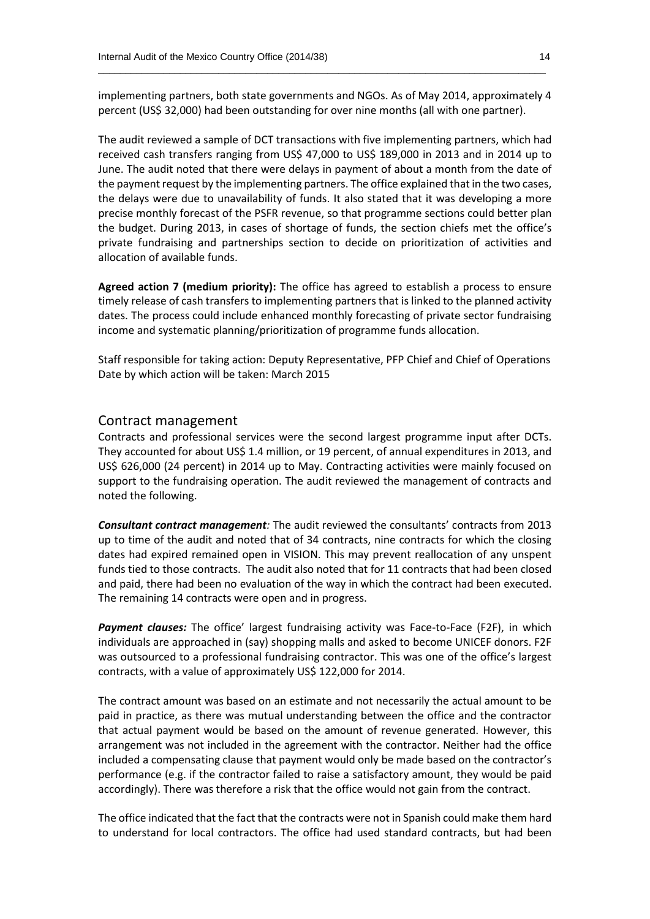implementing partners, both state governments and NGOs. As of May 2014, approximately 4 percent (US$ 32,000) had been outstanding for over nine months (all with one partner).

The audit reviewed a sample of DCT transactions with five implementing partners, which had received cash transfers ranging from US$ 47,000 to US$ 189,000 in 2013 and in 2014 up to June. The audit noted that there were delays in payment of about a month from the date of the payment request by the implementing partners. The office explained that in the two cases, the delays were due to unavailability of funds. It also stated that it was developing a more precise monthly forecast of the PSFR revenue, so that programme sections could better plan the budget. During 2013, in cases of shortage of funds, the section chiefs met the office's private fundraising and partnerships section to decide on prioritization of activities and allocation of available funds.

**Agreed action 7 (medium priority):** The office has agreed to establish a process to ensure timely release of cash transfers to implementing partners that is linked to the planned activity dates. The process could include enhanced monthly forecasting of private sector fundraising income and systematic planning/prioritization of programme funds allocation.

Staff responsible for taking action: Deputy Representative, PFP Chief and Chief of Operations
Date by which action will be taken: March 2015

## Contract management

Contracts and professional services were the second largest programme input after DCTs. They accounted for about US$ 1.4 million, or 19 percent, of annual expenditures in 2013, and US$ 626,000 (24 percent) in 2014 up to May. Contracting activities were mainly focused on support to the fundraising operation. The audit reviewed the management of contracts and noted the following.

***Consultant contract management:*** The audit reviewed the consultants' contracts from 2013 up to time of the audit and noted that of 34 contracts, nine contracts for which the closing dates had expired remained open in VISION. This may prevent reallocation of any unspent funds tied to those contracts. The audit also noted that for 11 contracts that had been closed and paid, there had been no evaluation of the way in which the contract had been executed. The remaining 14 contracts were open and in progress.

***Payment clauses:*** The office' largest fundraising activity was Face-to-Face (F2F), in which individuals are approached in (say) shopping malls and asked to become UNICEF donors. F2F was outsourced to a professional fundraising contractor. This was one of the office's largest contracts, with a value of approximately US$ 122,000 for 2014.

The contract amount was based on an estimate and not necessarily the actual amount to be paid in practice, as there was mutual understanding between the office and the contractor that actual payment would be based on the amount of revenue generated. However, this arrangement was not included in the agreement with the contractor. Neither had the office included a compensating clause that payment would only be made based on the contractor's performance (e.g. if the contractor failed to raise a satisfactory amount, they would be paid accordingly). There was therefore a risk that the office would not gain from the contract.

The office indicated that the fact that the contracts were not in Spanish could make them hard to understand for local contractors. The office had used standard contracts, but had been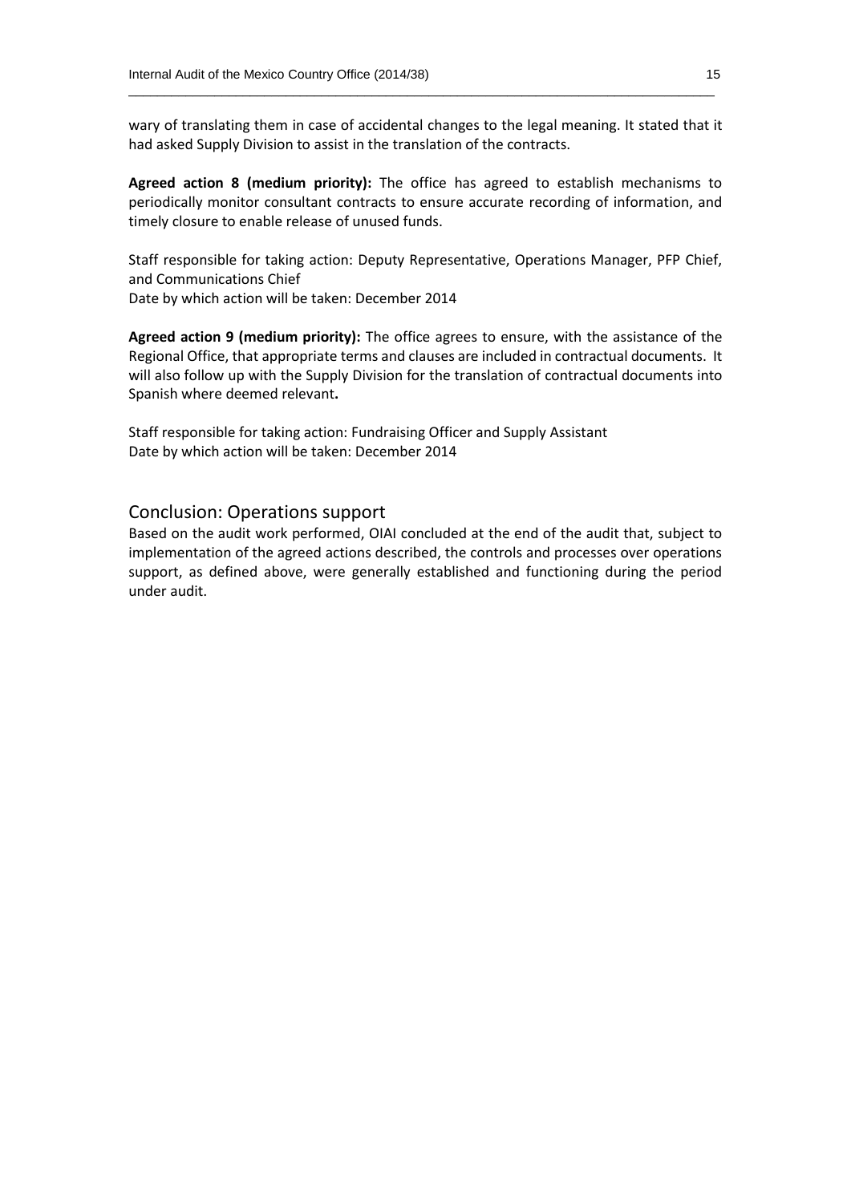wary of translating them in case of accidental changes to the legal meaning. It stated that it had asked Supply Division to assist in the translation of the contracts.

**Agreed action 8 (medium priority):** The office has agreed to establish mechanisms to periodically monitor consultant contracts to ensure accurate recording of information, and timely closure to enable release of unused funds.

Staff responsible for taking action: Deputy Representative, Operations Manager, PFP Chief, and Communications Chief
Date by which action will be taken: December 2014

**Agreed action 9 (medium priority):** The office agrees to ensure, with the assistance of the Regional Office, that appropriate terms and clauses are included in contractual documents. It will also follow up with the Supply Division for the translation of contractual documents into Spanish where deemed relevant**.**

Staff responsible for taking action: Fundraising Officer and Supply Assistant
Date by which action will be taken: December 2014

## Conclusion: Operations support

Based on the audit work performed, OIAI concluded at the end of the audit that, subject to implementation of the agreed actions described, the controls and processes over operations support, as defined above, were generally established and functioning during the period under audit.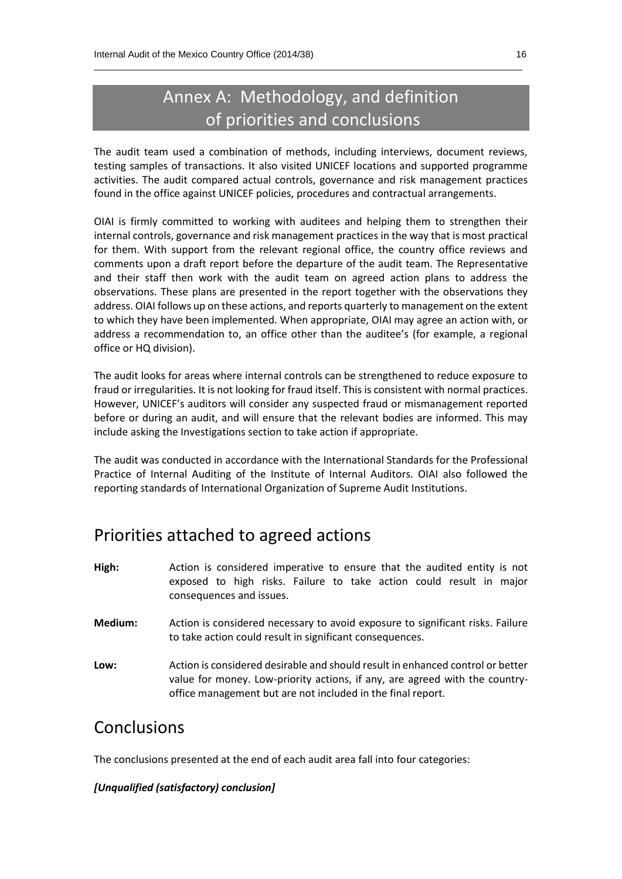# Annex A: Methodology, and definition of priorities and conclusions

The audit team used a combination of methods, including interviews, document reviews, testing samples of transactions. It also visited UNICEF locations and supported programme activities. The audit compared actual controls, governance and risk management practices found in the office against UNICEF policies, procedures and contractual arrangements.

OIAI is firmly committed to working with auditees and helping them to strengthen their internal controls, governance and risk management practices in the way that is most practical for them. With support from the relevant regional office, the country office reviews and comments upon a draft report before the departure of the audit team. The Representative and their staff then work with the audit team on agreed action plans to address the observations. These plans are presented in the report together with the observations they address. OIAI follows up on these actions, and reports quarterly to management on the extent to which they have been implemented. When appropriate, OIAI may agree an action with, or address a recommendation to, an office other than the auditee's (for example, a regional office or HQ division).

The audit looks for areas where internal controls can be strengthened to reduce exposure to fraud or irregularities. It is not looking for fraud itself. This is consistent with normal practices. However, UNICEF's auditors will consider any suspected fraud or mismanagement reported before or during an audit, and will ensure that the relevant bodies are informed. This may include asking the Investigations section to take action if appropriate.

The audit was conducted in accordance with the International Standards for the Professional Practice of Internal Auditing of the Institute of Internal Auditors. OIAI also followed the reporting standards of International Organization of Supreme Audit Institutions.

## Priorities attached to agreed actions

**High:** Action is considered imperative to ensure that the audited entity is not exposed to high risks. Failure to take action could result in major consequences and issues.

**Medium:** Action is considered necessary to avoid exposure to significant risks. Failure to take action could result in significant consequences.

**Low:** Action is considered desirable and should result in enhanced control or better value for money. Low-priority actions, if any, are agreed with the country-office management but are not included in the final report.

## Conclusions

The conclusions presented at the end of each audit area fall into four categories:

***[Unqualified (satisfactory) conclusion]***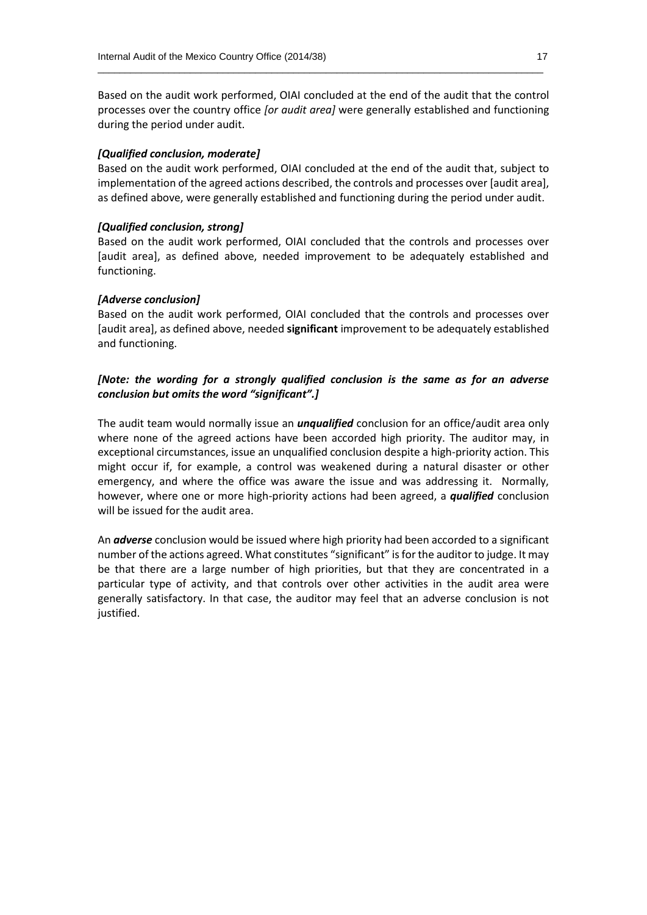Based on the audit work performed, OIAI concluded at the end of the audit that the control processes over the country office *[or audit area]* were generally established and functioning during the period under audit.

***[Qualified conclusion, moderate]***
Based on the audit work performed, OIAI concluded at the end of the audit that, subject to implementation of the agreed actions described, the controls and processes over [audit area], as defined above, were generally established and functioning during the period under audit.

***[Qualified conclusion, strong]***
Based on the audit work performed, OIAI concluded that the controls and processes over [audit area], as defined above, needed improvement to be adequately established and functioning.

***[Adverse conclusion]***
Based on the audit work performed, OIAI concluded that the controls and processes over [audit area], as defined above, needed **significant** improvement to be adequately established and functioning.

***[Note: the wording for a strongly qualified conclusion is the same as for an adverse conclusion but omits the word "significant".]***

The audit team would normally issue an ***unqualified*** conclusion for an office/audit area only where none of the agreed actions have been accorded high priority. The auditor may, in exceptional circumstances, issue an unqualified conclusion despite a high-priority action. This might occur if, for example, a control was weakened during a natural disaster or other emergency, and where the office was aware the issue and was addressing it. Normally, however, where one or more high-priority actions had been agreed, a ***qualified*** conclusion will be issued for the audit area.

An ***adverse*** conclusion would be issued where high priority had been accorded to a significant number of the actions agreed. What constitutes "significant" is for the auditor to judge. It may be that there are a large number of high priorities, but that they are concentrated in a particular type of activity, and that controls over other activities in the audit area were generally satisfactory. In that case, the auditor may feel that an adverse conclusion is not justified.